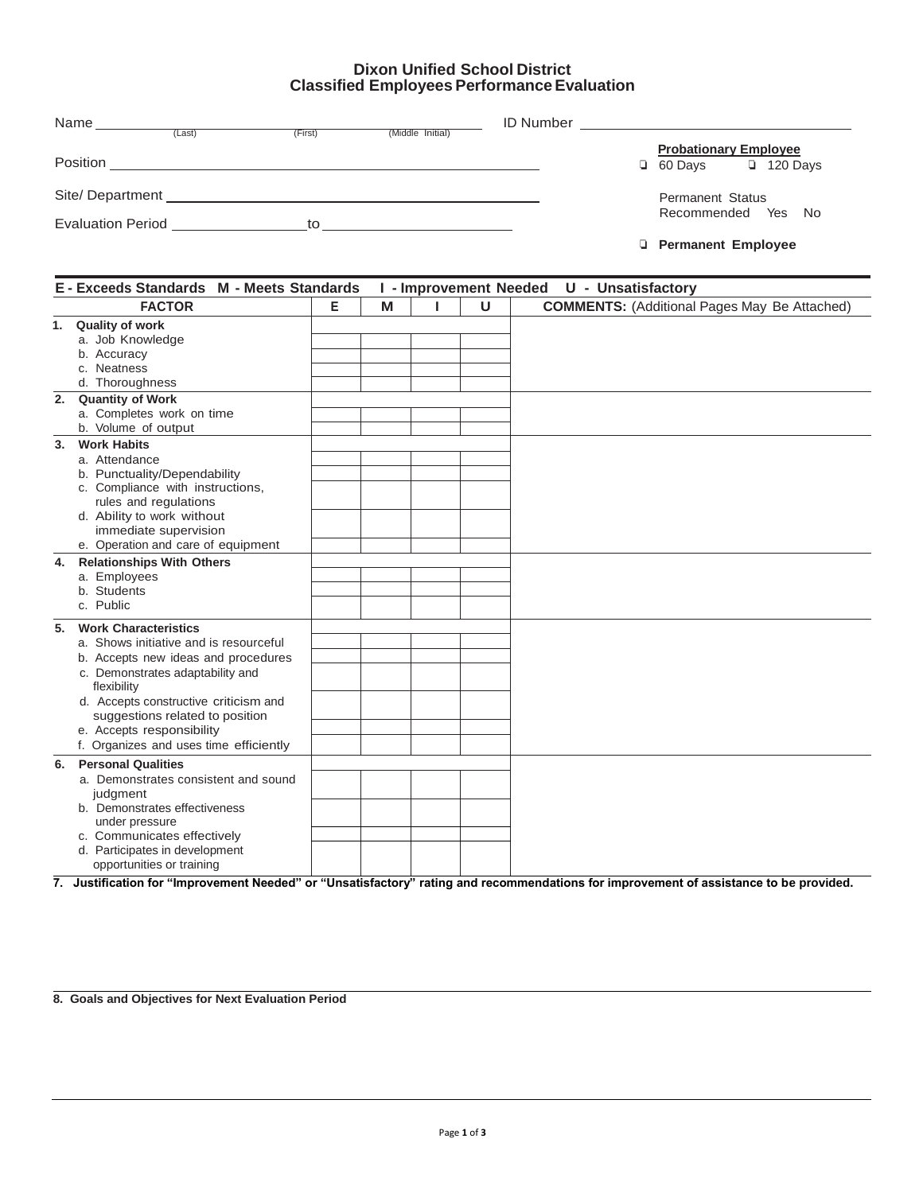# Dixon Unified School District
## Classified Employees Performance Evaluation

Name ______________________________________________
(Last) (First) (Middle Initial)

ID Number ______________________________

Position ______________________________________________

**Probationary Employee**
❑ 60 Days ❑ 120 Days

Site/ Department ______________________________________________

Permanent Status Recommended Yes No

Evaluation Period ________________ to ______________________

❑ **Permanent Employee**

**E - Exceeds Standards M - Meets Standards I - Improvement Needed U - Unsatisfactory**

| FACTOR | E | M | I | U | COMMENTS: (Additional Pages May Be Attached) |
|---|---|---|---|---|---|
| **1. Quality of work** | | | | | |
| a. Job Knowledge | | | | | |
| b. Accuracy | | | | | |
| c. Neatness | | | | | |
| d. Thoroughness | | | | | |
| **2. Quantity of Work** | | | | | |
| a. Completes work on time | | | | | |
| b. Volume of output | | | | | |
| **3. Work Habits** | | | | | |
| a. Attendance | | | | | |
| b. Punctuality/Dependability | | | | | |
| c. Compliance with instructions, rules and regulations | | | | | |
| d. Ability to work without immediate supervision | | | | | |
| e. Operation and care of equipment | | | | | |
| **4. Relationships With Others** | | | | | |
| a. Employees | | | | | |
| b. Students | | | | | |
| c. Public | | | | | |
| **5. Work Characteristics** | | | | | |
| a. Shows initiative and is resourceful | | | | | |
| b. Accepts new ideas and procedures | | | | | |
| c. Demonstrates adaptability and flexibility | | | | | |
| d. Accepts constructive criticism and suggestions related to position | | | | | |
| e. Accepts responsibility | | | | | |
| f. Organizes and uses time efficiently | | | | | |
| **6. Personal Qualities** | | | | | |
| a. Demonstrates consistent and sound judgment | | | | | |
| b. Demonstrates effectiveness under pressure | | | | | |
| c. Communicates effectively | | | | | |
| d. Participates in development opportunities or training | | | | | |

**7. Justification for "Improvement Needed" or "Unsatisfactory" rating and recommendations for improvement of assistance to be provided.**

**8. Goals and Objectives for Next Evaluation Period**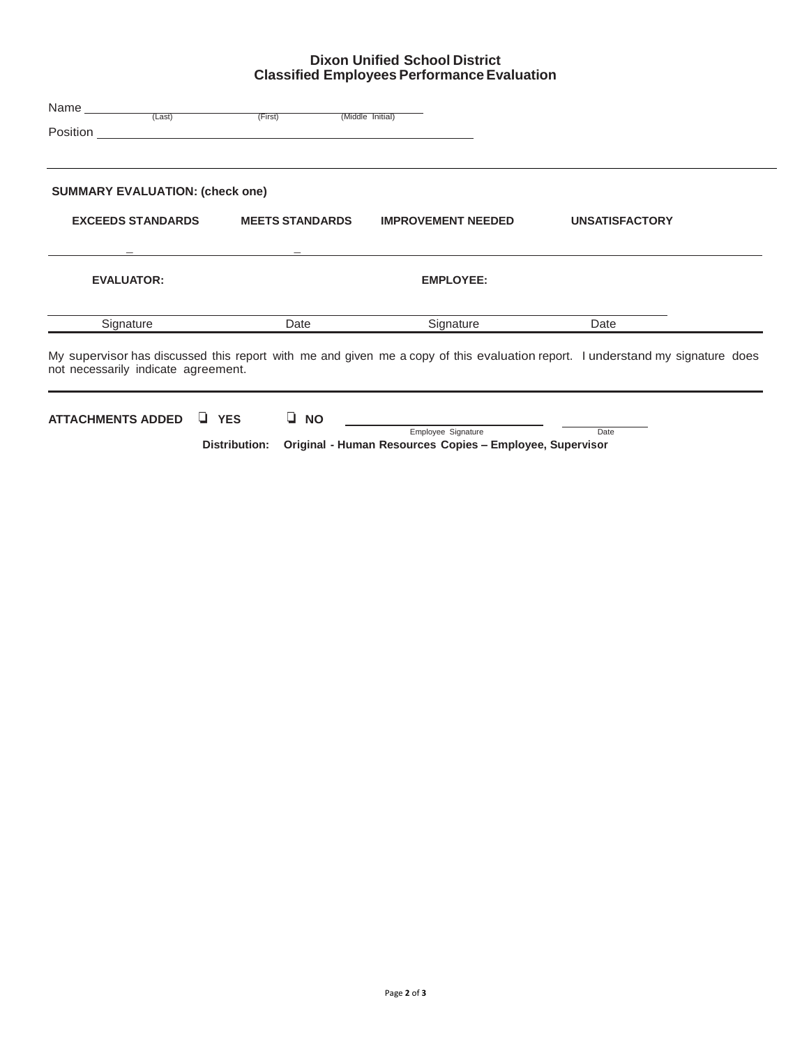# Dixon Unified School District
## Classified Employees Performance Evaluation

Name ______________________________________________
(Last) (First) (Middle Initial)

Position ______________________________________________

---

**SUMMARY EVALUATION: (check one)**

**EXCEEDS STANDARDS** **MEETS STANDARDS** **IMPROVEMENT NEEDED** **UNSATISFACTORY**

_ _

| **EVALUATOR:** | | **EMPLOYEE:** | |
|---|---|---|---|
| Signature | Date | Signature | Date |

My supervisor has discussed this report with me and given me a copy of this evaluation report. I understand my signature does not necessarily indicate agreement.

---

**ATTACHMENTS ADDED** ❑ **YES** ❑ **NO** ______________________ ____________
Employee Signature Date

**Distribution: Original - Human Resources Copies – Employee, Supervisor**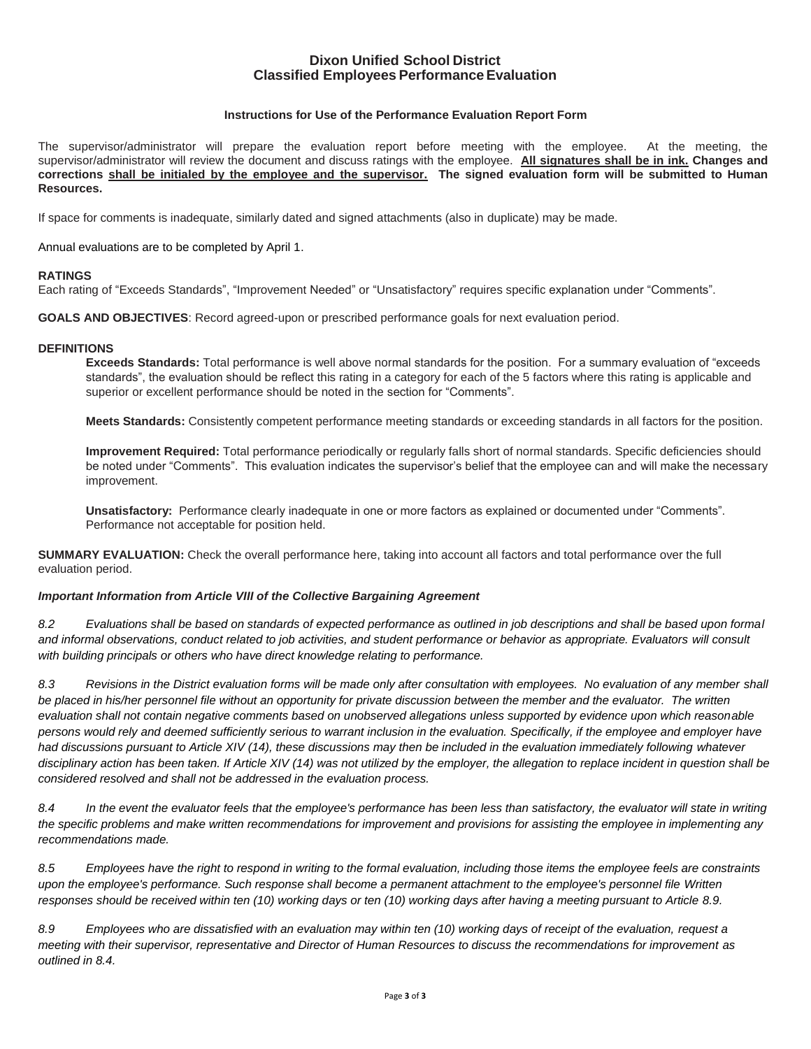# Dixon Unified School District
# Classified Employees Performance Evaluation

### Instructions for Use of the Performance Evaluation Report Form

The supervisor/administrator will prepare the evaluation report before meeting with the employee. At the meeting, the supervisor/administrator will review the document and discuss ratings with the employee. **All signatures shall be in ink. Changes and corrections shall be initialed by the employee and the supervisor. The signed evaluation form will be submitted to Human Resources.**

If space for comments is inadequate, similarly dated and signed attachments (also in duplicate) may be made.

Annual evaluations are to be completed by April 1.

**RATINGS**
Each rating of "Exceeds Standards", "Improvement Needed" or "Unsatisfactory" requires specific explanation under "Comments".

**GOALS AND OBJECTIVES**: Record agreed-upon or prescribed performance goals for next evaluation period.

**DEFINITIONS**

**Exceeds Standards:** Total performance is well above normal standards for the position. For a summary evaluation of "exceeds standards", the evaluation should be reflect this rating in a category for each of the 5 factors where this rating is applicable and superior or excellent performance should be noted in the section for "Comments".

**Meets Standards:** Consistently competent performance meeting standards or exceeding standards in all factors for the position.

**Improvement Required:** Total performance periodically or regularly falls short of normal standards. Specific deficiencies should be noted under "Comments". This evaluation indicates the supervisor's belief that the employee can and will make the necessary improvement.

**Unsatisfactory:** Performance clearly inadequate in one or more factors as explained or documented under "Comments". Performance not acceptable for position held.

**SUMMARY EVALUATION:** Check the overall performance here, taking into account all factors and total performance over the full evaluation period.

***Important Information from Article VIII of the Collective Bargaining Agreement***

*8.2 Evaluations shall be based on standards of expected performance as outlined in job descriptions and shall be based upon formal and informal observations, conduct related to job activities, and student performance or behavior as appropriate. Evaluators will consult with building principals or others who have direct knowledge relating to performance.*

*8.3 Revisions in the District evaluation forms will be made only after consultation with employees. No evaluation of any member shall be placed in his/her personnel file without an opportunity for private discussion between the member and the evaluator. The written evaluation shall not contain negative comments based on unobserved allegations unless supported by evidence upon which reasonable persons would rely and deemed sufficiently serious to warrant inclusion in the evaluation. Specifically, if the employee and employer have had discussions pursuant to Article XIV (14), these discussions may then be included in the evaluation immediately following whatever disciplinary action has been taken. If Article XIV (14) was not utilized by the employer, the allegation to replace incident in question shall be considered resolved and shall not be addressed in the evaluation process.*

*8.4 In the event the evaluator feels that the employee's performance has been less than satisfactory, the evaluator will state in writing the specific problems and make written recommendations for improvement and provisions for assisting the employee in implementing any recommendations made.*

*8.5 Employees have the right to respond in writing to the formal evaluation, including those items the employee feels are constraints upon the employee's performance. Such response shall become a permanent attachment to the employee's personnel file Written responses should be received within ten (10) working days or ten (10) working days after having a meeting pursuant to Article 8.9.*

*8.9 Employees who are dissatisfied with an evaluation may within ten (10) working days of receipt of the evaluation, request a meeting with their supervisor, representative and Director of Human Resources to discuss the recommendations for improvement as outlined in 8.4.*